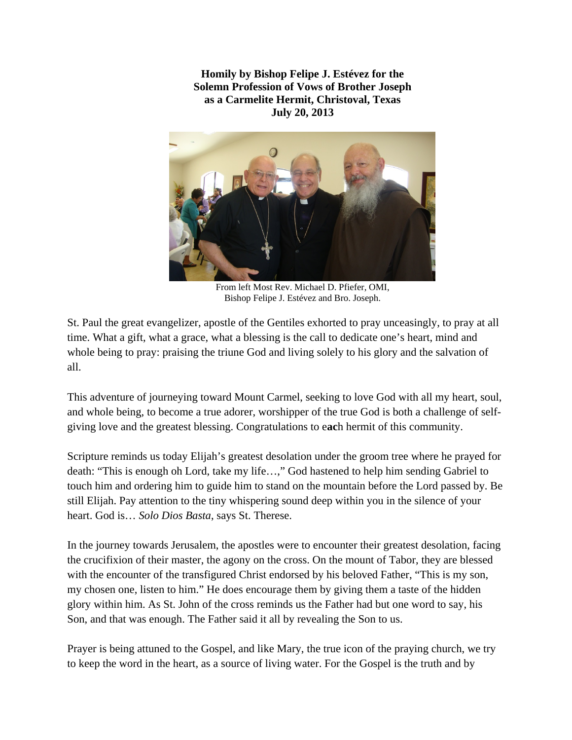**Homily by Bishop Felipe J. Estévez for the Solemn Profession of Vows of Brother Joseph as a Carmelite Hermit, Christoval, Texas July 20, 2013**

From left Most Rev. Michael D. Pfiefer, OMI, Bishop Felipe J. Estévez and Bro. Joseph.

St. Paul the great evangelizer, apostle of the Gentiles exhorted to pray unceasingly, to pray at all time. What a gift, what a grace, what a blessing is the call to dedicate one's heart, mind and whole being to pray: praising the triune God and living solely to his glory and the salvation of all.

This adventure of journeying toward Mount Carmel, seeking to love God with all my heart, soul, and whole being, to become a true adorer, worshipper of the true God is both a challenge of self-giving love and the greatest blessing. Congratulations to each hermit of this community.

Scripture reminds us today Elijah's greatest desolation under the groom tree where he prayed for death: "This is enough oh Lord, take my life…," God hastened to help him sending Gabriel to touch him and ordering him to guide him to stand on the mountain before the Lord passed by. Be still Elijah. Pay attention to the tiny whispering sound deep within you in the silence of your heart. God is… *Solo Dios Basta*, says St. Therese.

In the journey towards Jerusalem, the apostles were to encounter their greatest desolation, facing the crucifixion of their master, the agony on the cross. On the mount of Tabor, they are blessed with the encounter of the transfigured Christ endorsed by his beloved Father, "This is my son, my chosen one, listen to him." He does encourage them by giving them a taste of the hidden glory within him. As St. John of the cross reminds us the Father had but one word to say, his Son, and that was enough. The Father said it all by revealing the Son to us.

Prayer is being attuned to the Gospel, and like Mary, the true icon of the praying church, we try to keep the word in the heart, as a source of living water. For the Gospel is the truth and by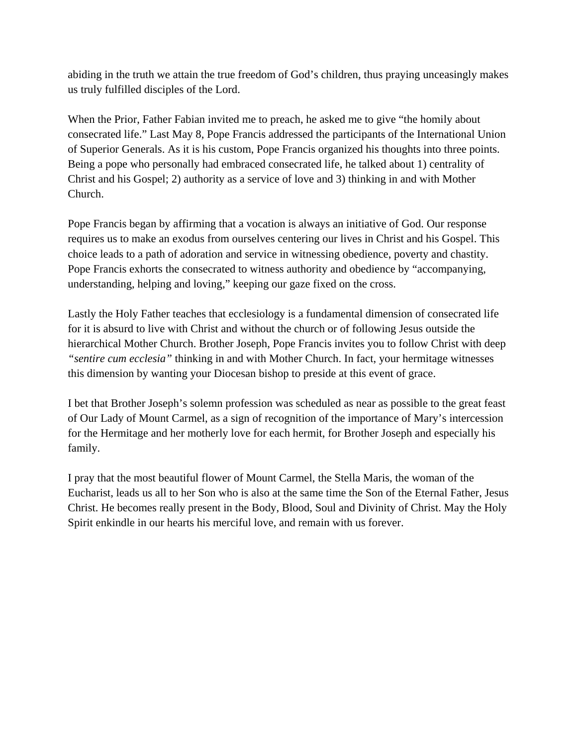abiding in the truth we attain the true freedom of God’s children, thus praying unceasingly makes us truly fulfilled disciples of the Lord.

When the Prior, Father Fabian invited me to preach, he asked me to give “the homily about consecrated life.” Last May 8, Pope Francis addressed the participants of the International Union of Superior Generals. As it is his custom, Pope Francis organized his thoughts into three points. Being a pope who personally had embraced consecrated life, he talked about 1) centrality of Christ and his Gospel; 2) authority as a service of love and 3) thinking in and with Mother Church.

Pope Francis began by affirming that a vocation is always an initiative of God. Our response requires us to make an exodus from ourselves centering our lives in Christ and his Gospel. This choice leads to a path of adoration and service in witnessing obedience, poverty and chastity. Pope Francis exhorts the consecrated to witness authority and obedience by “accompanying, understanding, helping and loving,” keeping our gaze fixed on the cross.

Lastly the Holy Father teaches that ecclesiology is a fundamental dimension of consecrated life for it is absurd to live with Christ and without the church or of following Jesus outside the hierarchical Mother Church. Brother Joseph, Pope Francis invites you to follow Christ with deep *“sentire cum ecclesia”* thinking in and with Mother Church. In fact, your hermitage witnesses this dimension by wanting your Diocesan bishop to preside at this event of grace.

I bet that Brother Joseph’s solemn profession was scheduled as near as possible to the great feast of Our Lady of Mount Carmel, as a sign of recognition of the importance of Mary’s intercession for the Hermitage and her motherly love for each hermit, for Brother Joseph and especially his family.

I pray that the most beautiful flower of Mount Carmel, the Stella Maris, the woman of the Eucharist, leads us all to her Son who is also at the same time the Son of the Eternal Father, Jesus Christ. He becomes really present in the Body, Blood, Soul and Divinity of Christ. May the Holy Spirit enkindle in our hearts his merciful love, and remain with us forever.